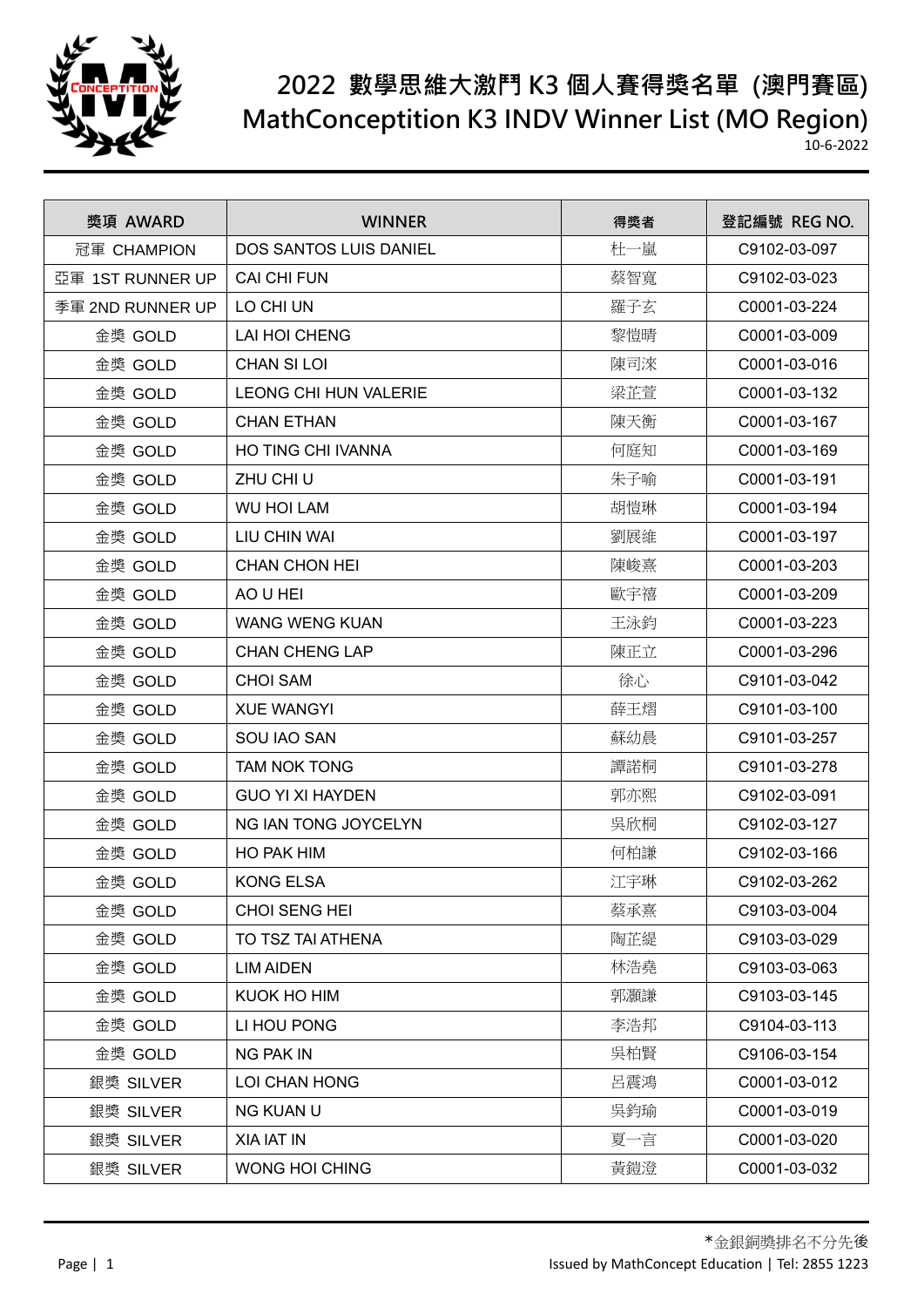# 2022 數學思維大激鬥 K3 個人賽得獎名單 (澳門賽區)
# MathConceptition K3 INDV Winner List (MO Region)

10-6-2022

| 獎項 AWARD | WINNER | 得獎者 | 登記編號 REG NO. |
|---|---|---|---|
| 冠軍 CHAMPION | DOS SANTOS LUIS DANIEL | 杜一嵐 | C9102-03-097 |
| 亞軍 1ST RUNNER UP | CAI CHI FUN | 蔡智寬 | C9102-03-023 |
| 季軍 2ND RUNNER UP | LO CHI UN | 羅子玄 | C0001-03-224 |
| 金獎 GOLD | LAI HOI CHENG | 黎愷晴 | C0001-03-009 |
| 金獎 GOLD | CHAN SI LOI | 陳司淶 | C0001-03-016 |
| 金獎 GOLD | LEONG CHI HUN VALERIE | 梁芷萱 | C0001-03-132 |
| 金獎 GOLD | CHAN ETHAN | 陳天衡 | C0001-03-167 |
| 金獎 GOLD | HO TING CHI IVANNA | 何庭知 | C0001-03-169 |
| 金獎 GOLD | ZHU CHI U | 朱子喻 | C0001-03-191 |
| 金獎 GOLD | WU HOI LAM | 胡愷琳 | C0001-03-194 |
| 金獎 GOLD | LIU CHIN WAI | 劉展維 | C0001-03-197 |
| 金獎 GOLD | CHAN CHON HEI | 陳峻熹 | C0001-03-203 |
| 金獎 GOLD | AO U HEI | 歐宇禧 | C0001-03-209 |
| 金獎 GOLD | WANG WENG KUAN | 王泳鈞 | C0001-03-223 |
| 金獎 GOLD | CHAN CHENG LAP | 陳正立 | C0001-03-296 |
| 金獎 GOLD | CHOI SAM | 徐心 | C9101-03-042 |
| 金獎 GOLD | XUE WANGYI | 薛王熠 | C9101-03-100 |
| 金獎 GOLD | SOU IAO SAN | 蘇幼晨 | C9101-03-257 |
| 金獎 GOLD | TAM NOK TONG | 譚諾桐 | C9101-03-278 |
| 金獎 GOLD | GUO YI XI HAYDEN | 郭亦熙 | C9102-03-091 |
| 金獎 GOLD | NG IAN TONG JOYCELYN | 吳欣桐 | C9102-03-127 |
| 金獎 GOLD | HO PAK HIM | 何柏謙 | C9102-03-166 |
| 金獎 GOLD | KONG ELSA | 江宇琳 | C9102-03-262 |
| 金獎 GOLD | CHOI SENG HEI | 蔡承熹 | C9103-03-004 |
| 金獎 GOLD | TO TSZ TAI ATHENA | 陶芷緹 | C9103-03-029 |
| 金獎 GOLD | LIM AIDEN | 林浩堯 | C9103-03-063 |
| 金獎 GOLD | KUOK HO HIM | 郭灝謙 | C9103-03-145 |
| 金獎 GOLD | LI HOU PONG | 李浩邦 | C9104-03-113 |
| 金獎 GOLD | NG PAK IN | 吳柏賢 | C9106-03-154 |
| 銀獎 SILVER | LOI CHAN HONG | 呂震鴻 | C0001-03-012 |
| 銀獎 SILVER | NG KUAN U | 吳鈞瑜 | C0001-03-019 |
| 銀獎 SILVER | XIA IAT IN | 夏一言 | C0001-03-020 |
| 銀獎 SILVER | WONG HOI CHING | 黃鎧澄 | C0001-03-032 |

*金銀銅獎排名不分先後

Issued by MathConcept Education | Tel: 2855 1223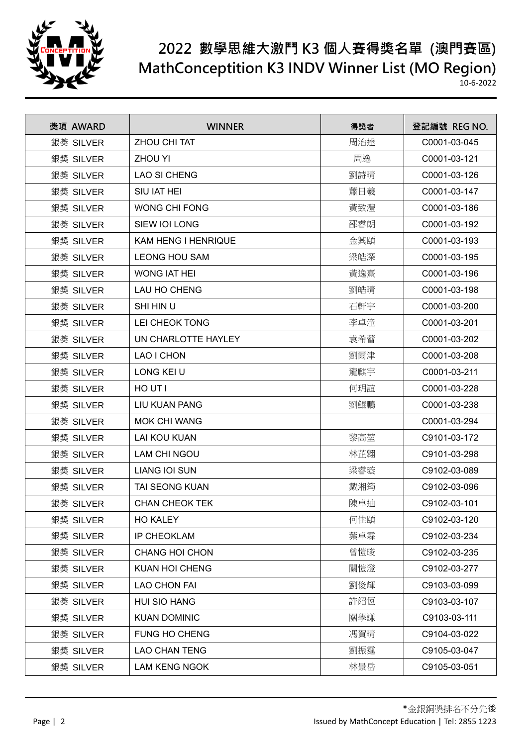# 2022 數學思維大激鬥 K3 個人賽得獎名單 (澳門賽區)
# MathConceptition K3 INDV Winner List (MO Region)

10-6-2022

| 獎項 AWARD | WINNER | 得獎者 | 登記編號 REG NO. |
|---|---|---|---|
| 銀獎 SILVER | ZHOU CHI TAT | 周治達 | C0001-03-045 |
| 銀獎 SILVER | ZHOU YI | 周逸 | C0001-03-121 |
| 銀獎 SILVER | LAO SI CHENG | 劉詩晴 | C0001-03-126 |
| 銀獎 SILVER | SIU IAT HEI | 蕭日羲 | C0001-03-147 |
| 銀獎 SILVER | WONG CHI FONG | 黃致灃 | C0001-03-186 |
| 銀獎 SILVER | SIEW IOI LONG | 邵睿朗 | C0001-03-192 |
| 銀獎 SILVER | KAM HENG I HENRIQUE | 金興頤 | C0001-03-193 |
| 銀獎 SILVER | LEONG HOU SAM | 梁皓深 | C0001-03-195 |
| 銀獎 SILVER | WONG IAT HEI | 黃逸熹 | C0001-03-196 |
| 銀獎 SILVER | LAU HO CHENG | 劉皓晴 | C0001-03-198 |
| 銀獎 SILVER | SHI HIN U | 石軒宇 | C0001-03-200 |
| 銀獎 SILVER | LEI CHEOK TONG | 李卓潼 | C0001-03-201 |
| 銀獎 SILVER | UN CHARLOTTE HAYLEY | 袁希蕾 | C0001-03-202 |
| 銀獎 SILVER | LAO I CHON | 劉爾津 | C0001-03-208 |
| 銀獎 SILVER | LONG KEI U | 龍麒宇 | C0001-03-211 |
| 銀獎 SILVER | HO UT I | 何玥誼 | C0001-03-228 |
| 銀獎 SILVER | LIU KUAN PANG | 劉鯤鵬 | C0001-03-238 |
| 銀獎 SILVER | MOK CHI WANG | | C0001-03-294 |
| 銀獎 SILVER | LAI KOU KUAN | 黎高堃 | C9101-03-172 |
| 銀獎 SILVER | LAM CHI NGOU | 林芷翱 | C9101-03-298 |
| 銀獎 SILVER | LIANG IOI SUN | 梁睿璇 | C9102-03-089 |
| 銀獎 SILVER | TAI SEONG KUAN | 戴湘筠 | C9102-03-096 |
| 銀獎 SILVER | CHAN CHEOK TEK | 陳卓迪 | C9102-03-101 |
| 銀獎 SILVER | HO KALEY | 何佳頤 | C9102-03-120 |
| 銀獎 SILVER | IP CHEOKLAM | 葉卓霖 | C9102-03-234 |
| 銀獎 SILVER | CHANG HOI CHON | 曾愷晙 | C9102-03-235 |
| 銀獎 SILVER | KUAN HOI CHENG | 關愷澄 | C9102-03-277 |
| 銀獎 SILVER | LAO CHON FAI | 劉俊輝 | C9103-03-099 |
| 銀獎 SILVER | HUI SIO HANG | 許紹恆 | C9103-03-107 |
| 銀獎 SILVER | KUAN DOMINIC | 關學謙 | C9103-03-111 |
| 銀獎 SILVER | FUNG HO CHENG | 馮賀晴 | C9104-03-022 |
| 銀獎 SILVER | LAO CHAN TENG | 劉振霆 | C9105-03-047 |
| 銀獎 SILVER | LAM KENG NGOK | 林景岳 | C9105-03-051 |

*金銀銅獎排名不分先後

Issued by MathConcept Education | Tel: 2855 1223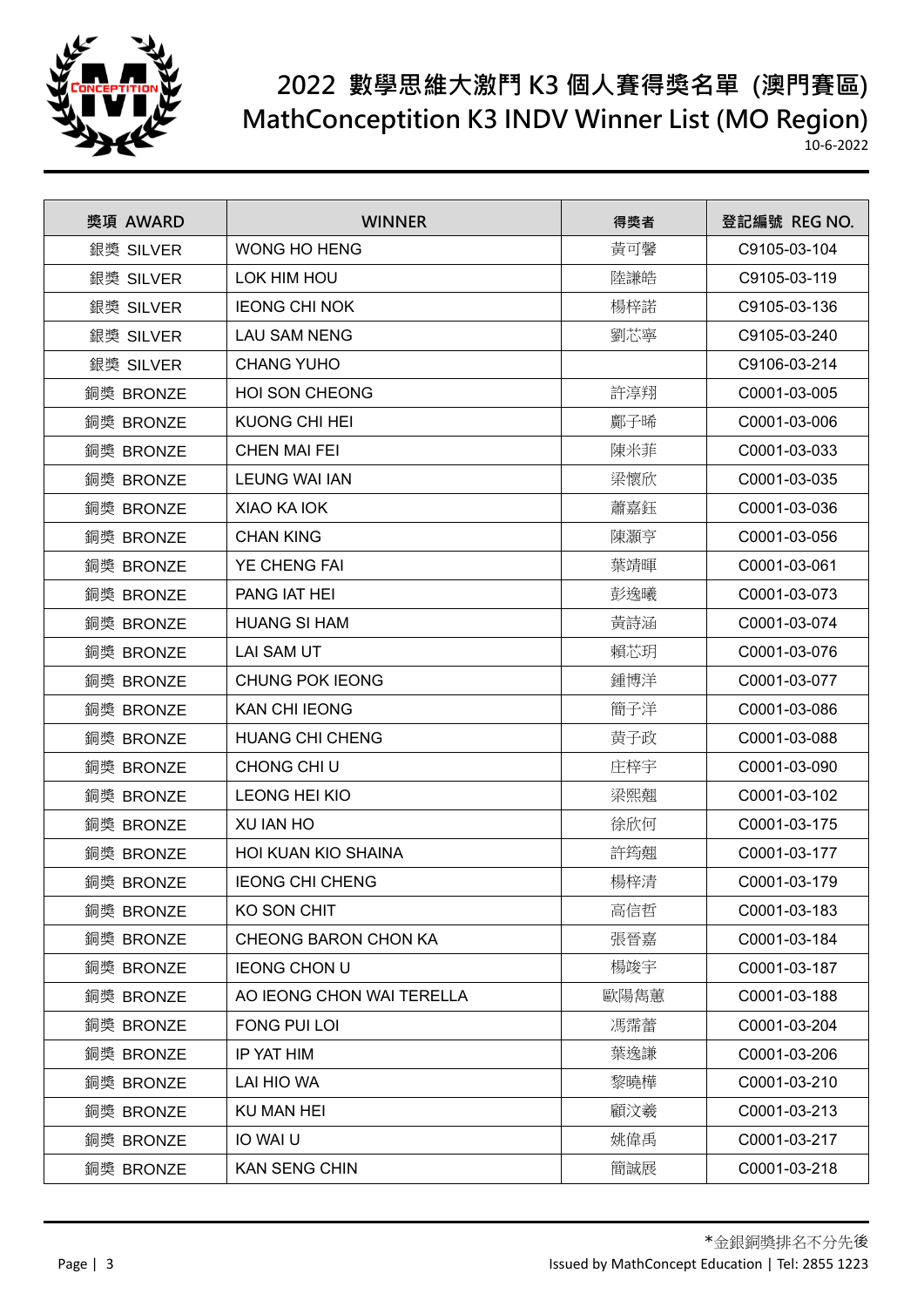# 2022 數學思維大激鬥 K3 個人賽得獎名單 (澳門賽區)

# MathConceptition K3 INDV Winner List (MO Region)

10-6-2022

| 獎項 AWARD | WINNER | 得獎者 | 登記編號 REG NO. |
|---|---|---|---|
| 銀獎 SILVER | WONG HO HENG | 黃可馨 | C9105-03-104 |
| 銀獎 SILVER | LOK HIM HOU | 陸謙皓 | C9105-03-119 |
| 銀獎 SILVER | IEONG CHI NOK | 楊梓諾 | C9105-03-136 |
| 銀獎 SILVER | LAU SAM NENG | 劉芯寧 | C9105-03-240 |
| 銀獎 SILVER | CHANG YUHO | | C9106-03-214 |
| 銅獎 BRONZE | HOI SON CHEONG | 許淳翔 | C0001-03-005 |
| 銅獎 BRONZE | KUONG CHI HEI | 鄺子晞 | C0001-03-006 |
| 銅獎 BRONZE | CHEN MAI FEI | 陳米菲 | C0001-03-033 |
| 銅獎 BRONZE | LEUNG WAI IAN | 梁懷欣 | C0001-03-035 |
| 銅獎 BRONZE | XIAO KA IOK | 蕭嘉鈺 | C0001-03-036 |
| 銅獎 BRONZE | CHAN KING | 陳灝亨 | C0001-03-056 |
| 銅獎 BRONZE | YE CHENG FAI | 葉靖暉 | C0001-03-061 |
| 銅獎 BRONZE | PANG IAT HEI | 彭逸曦 | C0001-03-073 |
| 銅獎 BRONZE | HUANG SI HAM | 黃詩涵 | C0001-03-074 |
| 銅獎 BRONZE | LAI SAM UT | 賴芯玥 | C0001-03-076 |
| 銅獎 BRONZE | CHUNG POK IEONG | 鍾博洋 | C0001-03-077 |
| 銅獎 BRONZE | KAN CHI IEONG | 簡子洋 | C0001-03-086 |
| 銅獎 BRONZE | HUANG CHI CHENG | 黃子政 | C0001-03-088 |
| 銅獎 BRONZE | CHONG CHI U | 庄梓宇 | C0001-03-090 |
| 銅獎 BRONZE | LEONG HEI KIO | 梁熙翹 | C0001-03-102 |
| 銅獎 BRONZE | XU IAN HO | 徐欣何 | C0001-03-175 |
| 銅獎 BRONZE | HOI KUAN KIO SHAINA | 許筠翹 | C0001-03-177 |
| 銅獎 BRONZE | IEONG CHI CHENG | 楊梓清 | C0001-03-179 |
| 銅獎 BRONZE | KO SON CHIT | 高信哲 | C0001-03-183 |
| 銅獎 BRONZE | CHEONG BARON CHON KA | 張晉嘉 | C0001-03-184 |
| 銅獎 BRONZE | IEONG CHON U | 楊竣宇 | C0001-03-187 |
| 銅獎 BRONZE | AO IEONG CHON WAI TERELLA | 歐陽雋蕙 | C0001-03-188 |
| 銅獎 BRONZE | FONG PUI LOI | 馮霈蕾 | C0001-03-204 |
| 銅獎 BRONZE | IP YAT HIM | 葉逸謙 | C0001-03-206 |
| 銅獎 BRONZE | LAI HIO WA | 黎曉樺 | C0001-03-210 |
| 銅獎 BRONZE | KU MAN HEI | 顧汶羲 | C0001-03-213 |
| 銅獎 BRONZE | IO WAI U | 姚偉禹 | C0001-03-217 |
| 銅獎 BRONZE | KAN SENG CHIN | 簡誠展 | C0001-03-218 |

*金銀銅獎排名不分先後

Issued by MathConcept Education | Tel: 2855 1223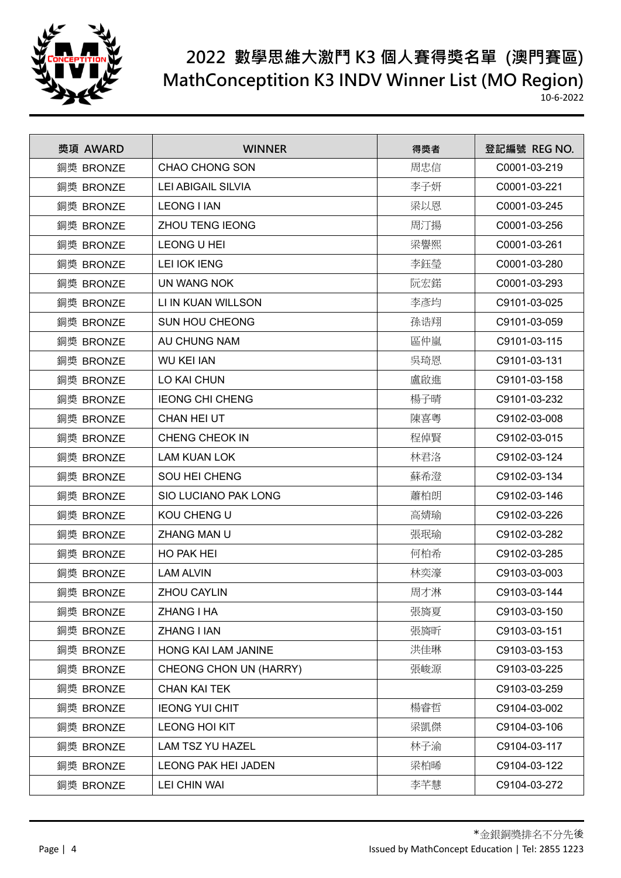# 2022 數學思維大激鬥 K3 個人賽得獎名單 (澳門賽區)

# MathConceptition K3 INDV Winner List (MO Region)

10-6-2022

| 獎項 AWARD | WINNER | 得獎者 | 登記編號 REG NO. |
|---|---|---|---|
| 銅獎 BRONZE | CHAO CHONG SON | 周忠信 | C0001-03-219 |
| 銅獎 BRONZE | LEI ABIGAIL SILVIA | 李子妍 | C0001-03-221 |
| 銅獎 BRONZE | LEONG I IAN | 梁以恩 | C0001-03-245 |
| 銅獎 BRONZE | ZHOU TENG IEONG | 周汀揚 | C0001-03-256 |
| 銅獎 BRONZE | LEONG U HEI | 梁譽熙 | C0001-03-261 |
| 銅獎 BRONZE | LEI IOK IENG | 李鈺瑩 | C0001-03-280 |
| 銅獎 BRONZE | UN WANG NOK | 阮宏諾 | C0001-03-293 |
| 銅獎 BRONZE | LI IN KUAN WILLSON | 李彥均 | C9101-03-025 |
| 銅獎 BRONZE | SUN HOU CHEONG | 孫浩翔 | C9101-03-059 |
| 銅獎 BRONZE | AU CHUNG NAM | 區仲嵐 | C9101-03-115 |
| 銅獎 BRONZE | WU KEI IAN | 吳琦恩 | C9101-03-131 |
| 銅獎 BRONZE | LO KAI CHUN | 盧啟進 | C9101-03-158 |
| 銅獎 BRONZE | IEONG CHI CHENG | 楊子晴 | C9101-03-232 |
| 銅獎 BRONZE | CHAN HEI UT | 陳喜粵 | C9102-03-008 |
| 銅獎 BRONZE | CHENG CHEOK IN | 程倬賢 | C9102-03-015 |
| 銅獎 BRONZE | LAM KUAN LOK | 林君洛 | C9102-03-124 |
| 銅獎 BRONZE | SOU HEI CHENG | 蘇希澄 | C9102-03-134 |
| 銅獎 BRONZE | SIO LUCIANO PAK LONG | 蕭柏朗 | C9102-03-146 |
| 銅獎 BRONZE | KOU CHENG U | 高婧瑜 | C9102-03-226 |
| 銅獎 BRONZE | ZHANG MAN U | 張珉瑜 | C9102-03-282 |
| 銅獎 BRONZE | HO PAK HEI | 何柏希 | C9102-03-285 |
| 銅獎 BRONZE | LAM ALVIN | 林奕濠 | C9103-03-003 |
| 銅獎 BRONZE | ZHOU CAYLIN | 周才淋 | C9103-03-144 |
| 銅獎 BRONZE | ZHANG I HA | 張旖夏 | C9103-03-150 |
| 銅獎 BRONZE | ZHANG I IAN | 張旖昕 | C9103-03-151 |
| 銅獎 BRONZE | HONG KAI LAM JANINE | 洪佳琳 | C9103-03-153 |
| 銅獎 BRONZE | CHEONG CHON UN (HARRY) | 張峻源 | C9103-03-225 |
| 銅獎 BRONZE | CHAN KAI TEK | | C9103-03-259 |
| 銅獎 BRONZE | IEONG YUI CHIT | 楊睿哲 | C9104-03-002 |
| 銅獎 BRONZE | LEONG HOI KIT | 梁凱傑 | C9104-03-106 |
| 銅獎 BRONZE | LAM TSZ YU HAZEL | 林子渝 | C9104-03-117 |
| 銅獎 BRONZE | LEONG PAK HEI JADEN | 梁柏晞 | C9104-03-122 |
| 銅獎 BRONZE | LEI CHIN WAI | 李芊慧 | C9104-03-272 |

*金銀銅獎排名不分先後

Issued by MathConcept Education | Tel: 2855 1223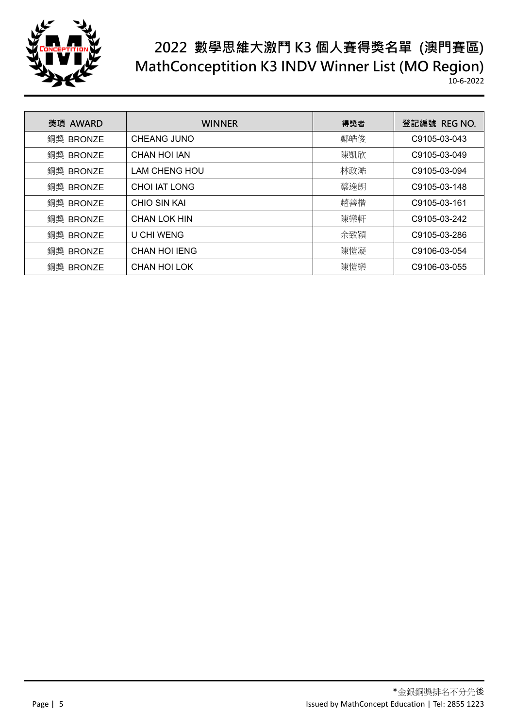# 2022 數學思維大激鬥 K3 個人賽得獎名單 (澳門賽區)
# MathConceptition K3 INDV Winner List (MO Region)

10-6-2022

| 獎項 AWARD | WINNER | 得獎者 | 登記編號 REG NO. |
|---|---|---|---|
| 銅獎 BRONZE | CHEANG JUNO | 鄭皓俊 | C9105-03-043 |
| 銅獎 BRONZE | CHAN HOI IAN | 陳凱欣 | C9105-03-049 |
| 銅獎 BRONZE | LAM CHENG HOU | 林政澔 | C9105-03-094 |
| 銅獎 BRONZE | CHOI IAT LONG | 蔡逸朗 | C9105-03-148 |
| 銅獎 BRONZE | CHIO SIN KAI | 趙善楷 | C9105-03-161 |
| 銅獎 BRONZE | CHAN LOK HIN | 陳樂軒 | C9105-03-242 |
| 銅獎 BRONZE | U CHI WENG | 余致穎 | C9105-03-286 |
| 銅獎 BRONZE | CHAN HOI IENG | 陳愷凝 | C9106-03-054 |
| 銅獎 BRONZE | CHAN HOI LOK | 陳愷樂 | C9106-03-055 |

*金銀銅獎排名不分先後

Issued by MathConcept Education | Tel: 2855 1223